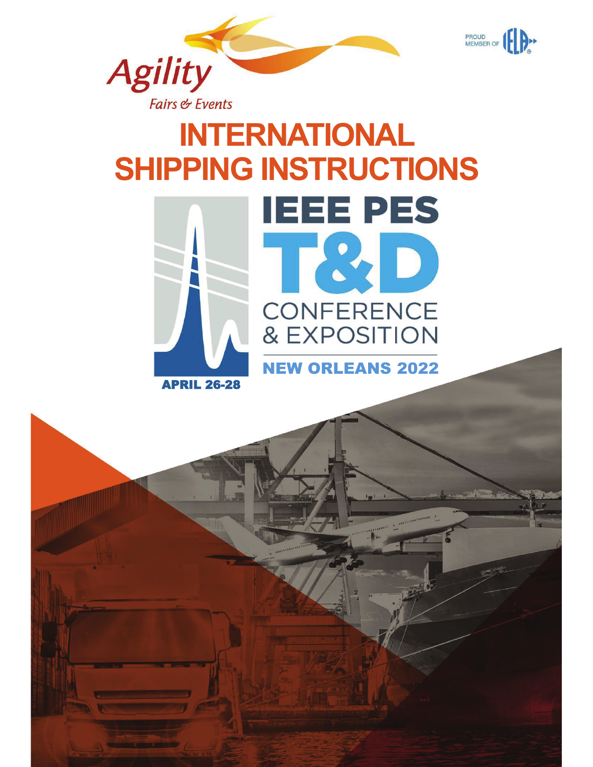Agility

*Fairs & Events*

PROUD MEMBER OF IELA

# INTERNATIONAL SHIPPING INSTRUCTIONS

## IEEE PES T&D CONFERENCE & EXPOSITION

NEW ORLEANS 2022

APRIL 26-28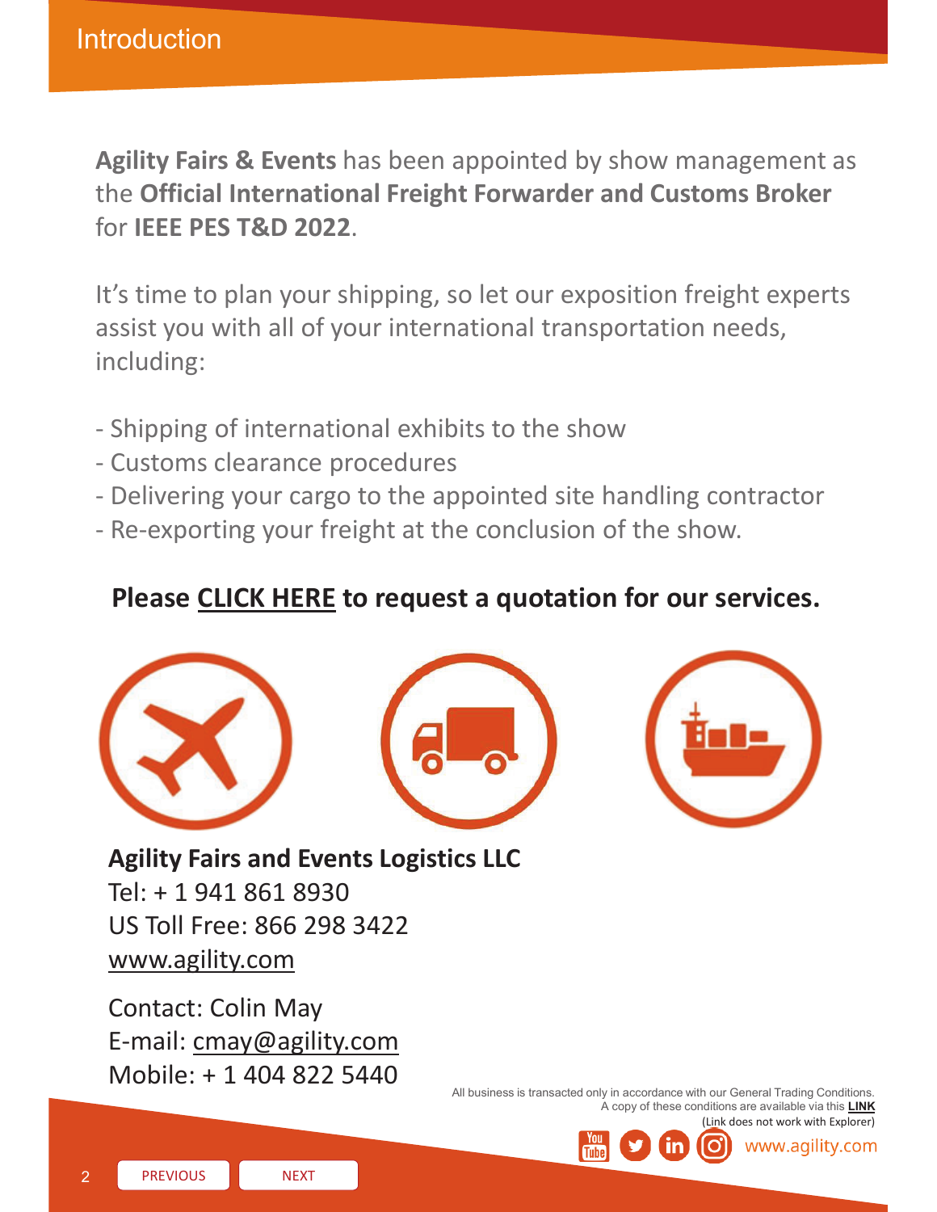# Introduction

**Agility Fairs & Events** has been appointed by show management as the **Official International Freight Forwarder and Customs Broker** for **IEEE PES T&D 2022**.

It's time to plan your shipping, so let our exposition freight experts assist you with all of your international transportation needs, including:

- Shipping of international exhibits to the show
- Customs clearance procedures
- Delivering your cargo to the appointed site handling contractor
- Re-exporting your freight at the conclusion of the show.

**Please CLICK HERE to request a quotation for our services.**

**Agility Fairs and Events Logistics LLC**
Tel: + 1 941 861 8930
US Toll Free: 866 298 3422
www.agility.com

Contact: Colin May
E-mail: cmay@agility.com
Mobile: + 1 404 822 5440

All business is transacted only in accordance with our General Trading Conditions.
A copy of these conditions are available via this **LINK**
(Link does not work with Explorer)

www.agility.com

PREVIOUS NEXT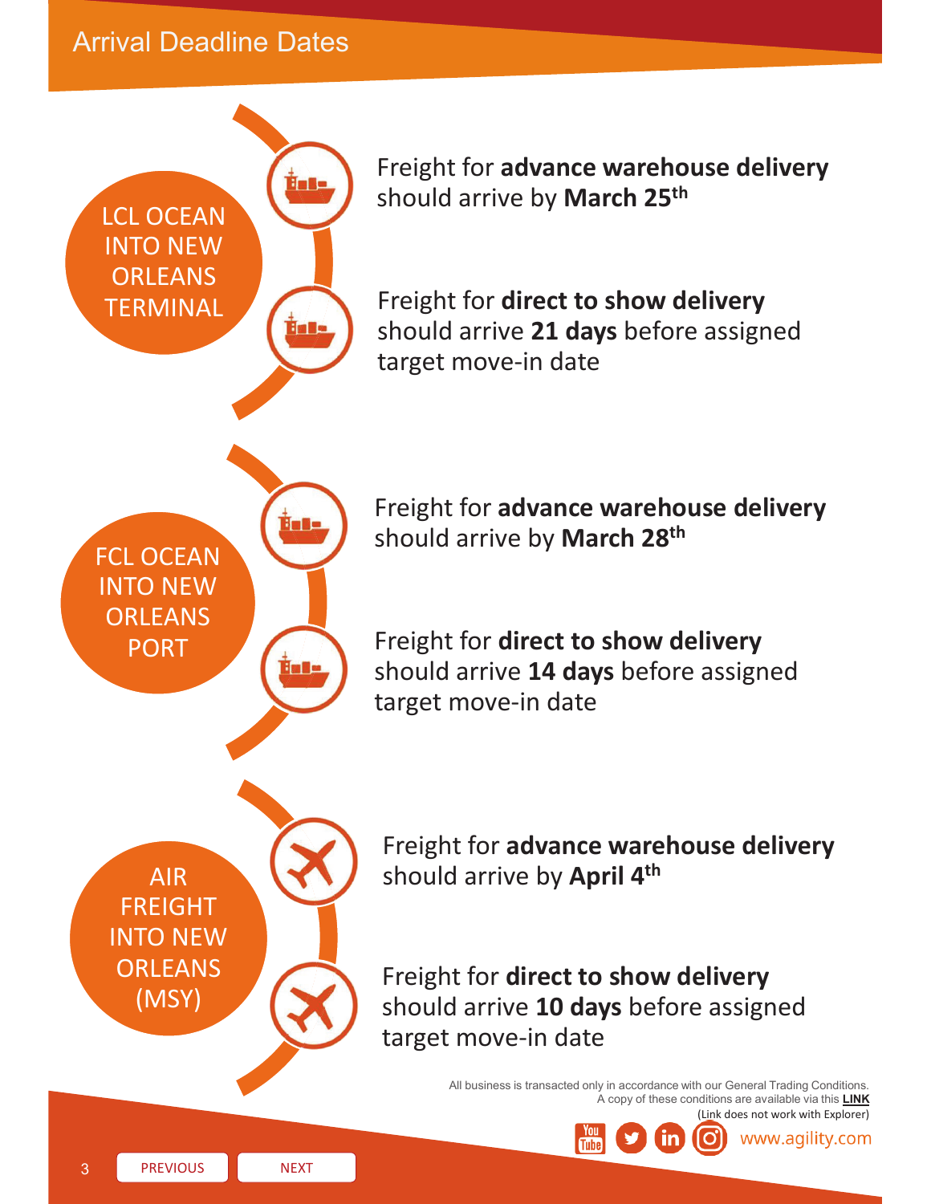# Arrival Deadline Dates

## LCL OCEAN INTO NEW ORLEANS TERMINAL

Freight for **advance warehouse delivery** should arrive by **March 25th**

Freight for **direct to show delivery** should arrive **21 days** before assigned target move-in date

## FCL OCEAN INTO NEW ORLEANS PORT

Freight for **advance warehouse delivery** should arrive by **March 28th**

Freight for **direct to show delivery** should arrive **14 days** before assigned target move-in date

## AIR FREIGHT INTO NEW ORLEANS (MSY)

Freight for **advance warehouse delivery** should arrive by **April 4th**

Freight for **direct to show delivery** should arrive **10 days** before assigned target move-in date

All business is transacted only in accordance with our General Trading Conditions.
A copy of these conditions are available via this **LINK**
(Link does not work with Explorer)

www.agility.com

PREVIOUS | NEXT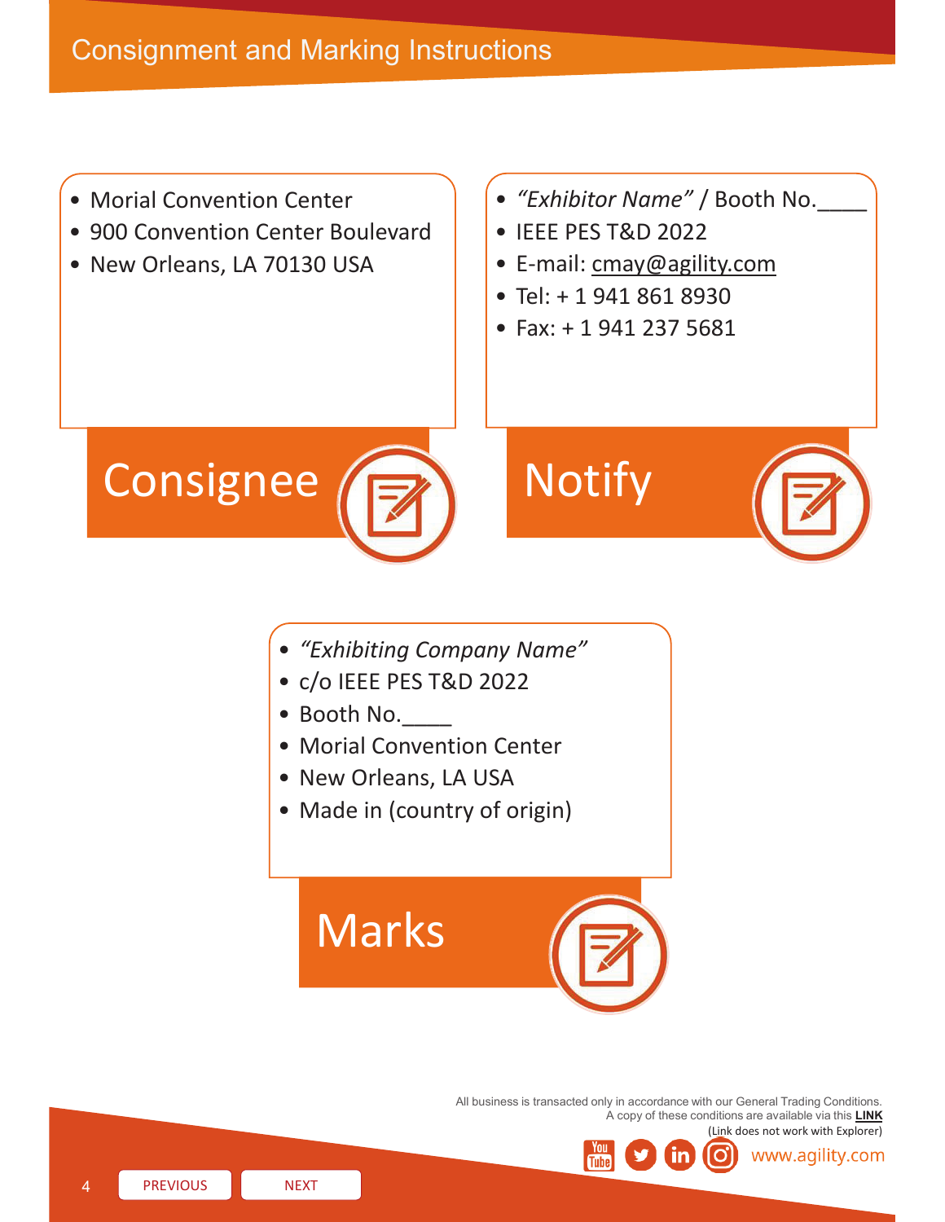# Consignment and Marking Instructions

## Consignee

- Morial Convention Center
- 900 Convention Center Boulevard
- New Orleans, LA 70130 USA

## Notify

- *“Exhibitor Name”* / Booth No.____
- IEEE PES T&D 2022
- E-mail: cmay@agility.com
- Tel: + 1 941 861 8930
- Fax: + 1 941 237 5681

## Marks

- *“Exhibiting Company Name”*
- c/o IEEE PES T&D 2022
- Booth No.____
- Morial Convention Center
- New Orleans, LA USA
- Made in (country of origin)

All business is transacted only in accordance with our General Trading Conditions.
A copy of these conditions are available via this **LINK**
(Link does not work with Explorer)

www.agility.com

PREVIOUS NEXT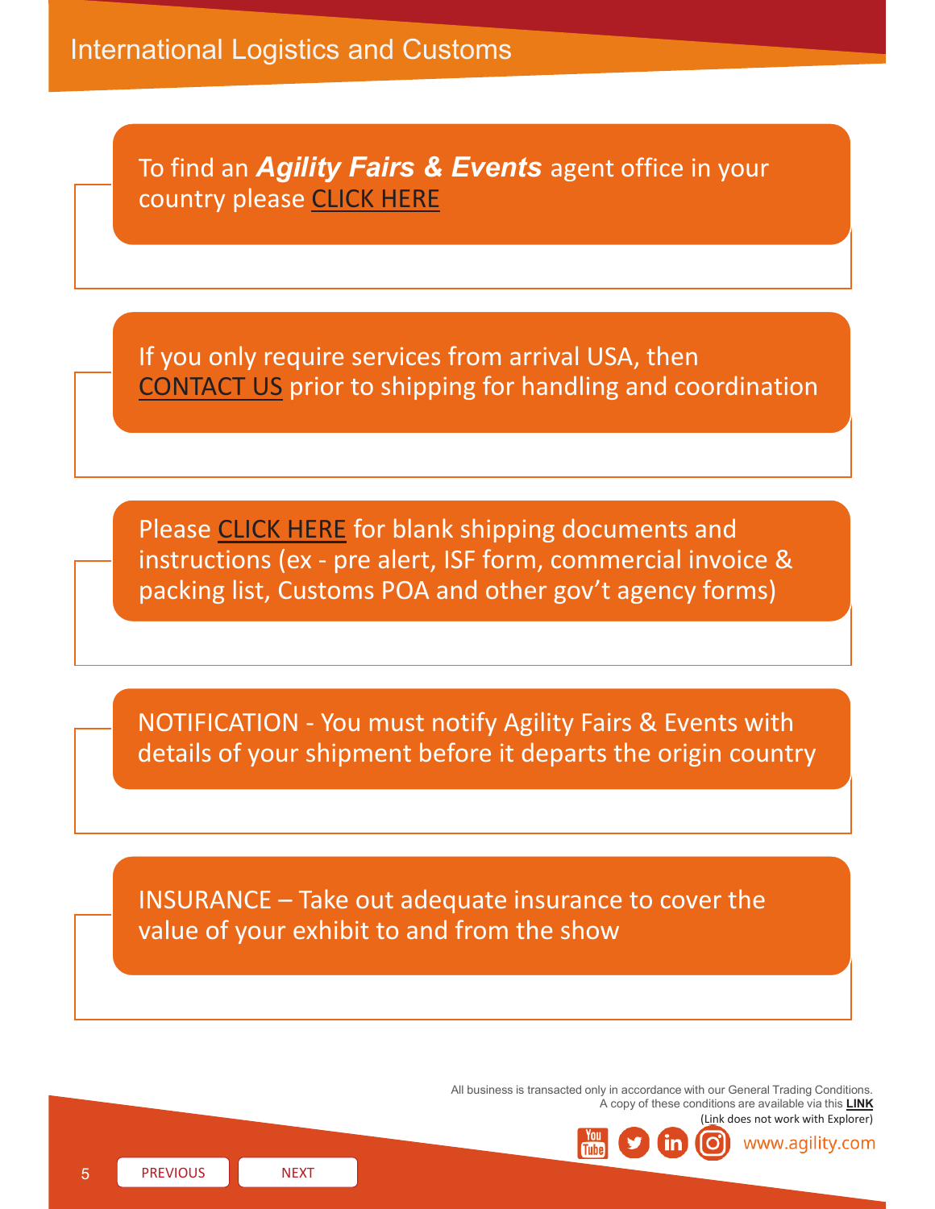# International Logistics and Customs

To find an ***Agility Fairs & Events*** agent office in your country please CLICK HERE

If you only require services from arrival USA, then CONTACT US prior to shipping for handling and coordination

Please CLICK HERE for blank shipping documents and instructions (ex - pre alert, ISF form, commercial invoice & packing list, Customs POA and other gov't agency forms)

NOTIFICATION - You must notify Agility Fairs & Events with details of your shipment before it departs the origin country

INSURANCE – Take out adequate insurance to cover the value of your exhibit to and from the show

All business is transacted only in accordance with our General Trading Conditions.
A copy of these conditions are available via this **LINK**
(Link does not work with Explorer)

www.agility.com

PREVIOUS NEXT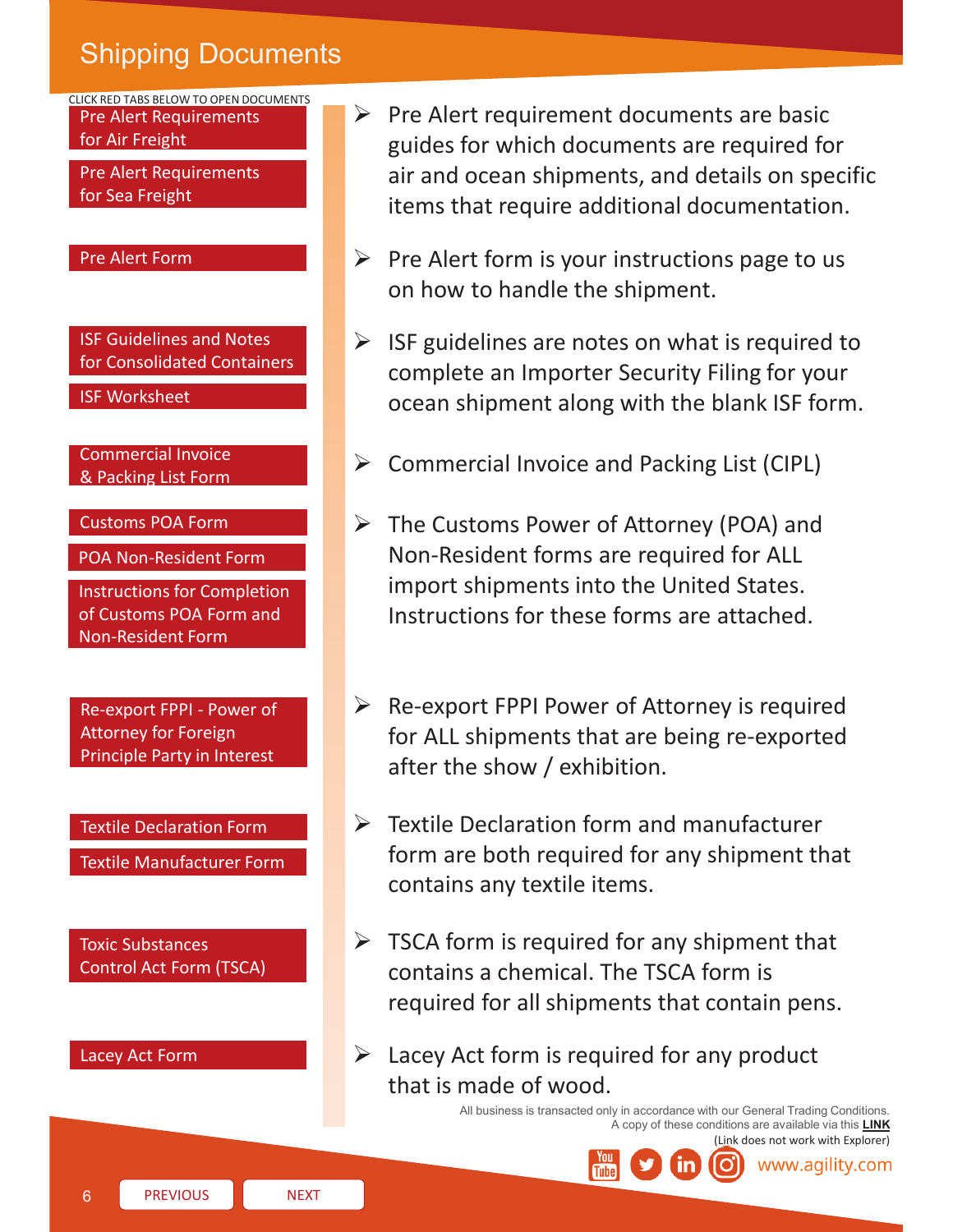# Shipping Documents

CLICK RED TABS BELOW TO OPEN DOCUMENTS

| Document | Description |
| --- | --- |
| Pre Alert Requirements for Air Freight; Pre Alert Requirements for Sea Freight | Pre Alert requirement documents are basic guides for which documents are required for air and ocean shipments, and details on specific items that require additional documentation. |
| Pre Alert Form | Pre Alert form is your instructions page to us on how to handle the shipment. |
| ISF Guidelines and Notes for Consolidated Containers; ISF Worksheet | ISF guidelines are notes on what is required to complete an Importer Security Filing for your ocean shipment along with the blank ISF form. |
| Commercial Invoice & Packing List Form | Commercial Invoice and Packing List (CIPL) |
| Customs POA Form; POA Non-Resident Form; Instructions for Completion of Customs POA Form and Non-Resident Form | The Customs Power of Attorney (POA) and Non-Resident forms are required for ALL import shipments into the United States. Instructions for these forms are attached. |
| Re-export FPPI - Power of Attorney for Foreign Principle Party in Interest | Re-export FPPI Power of Attorney is required for ALL shipments that are being re-exported after the show / exhibition. |
| Textile Declaration Form; Textile Manufacturer Form | Textile Declaration form and manufacturer form are both required for any shipment that contains any textile items. |
| Toxic Substances Control Act Form (TSCA) | TSCA form is required for any shipment that contains a chemical. The TSCA form is required for all shipments that contain pens. |
| Lacey Act Form | Lacey Act form is required for any product that is made of wood. |

All business is transacted only in accordance with our General Trading Conditions.
A copy of these conditions are available via this **LINK**
(Link does not work with Explorer)

www.agility.com

PREVIOUS NEXT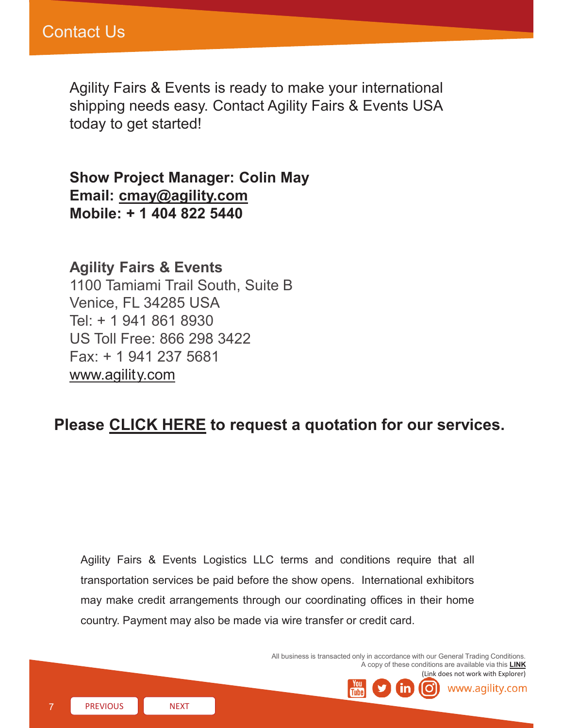# Contact Us

Agility Fairs & Events is ready to make your international shipping needs easy. Contact Agility Fairs & Events USA today to get started!

**Show Project Manager: Colin May**
**Email: cmay@agility.com**
**Mobile: + 1 404 822 5440**

**Agility Fairs & Events**
1100 Tamiami Trail South, Suite B
Venice, FL 34285 USA
Tel: + 1 941 861 8930
US Toll Free: 866 298 3422
Fax: + 1 941 237 5681
www.agility.com

**Please CLICK HERE to request a quotation for our services.**

Agility Fairs & Events Logistics LLC terms and conditions require that all transportation services be paid before the show opens. International exhibitors may make credit arrangements through our coordinating offices in their home country. Payment may also be made via wire transfer or credit card.

All business is transacted only in accordance with our General Trading Conditions.
A copy of these conditions are available via this **LINK**
(Link does not work with Explorer)

www.agility.com

PREVIOUS NEXT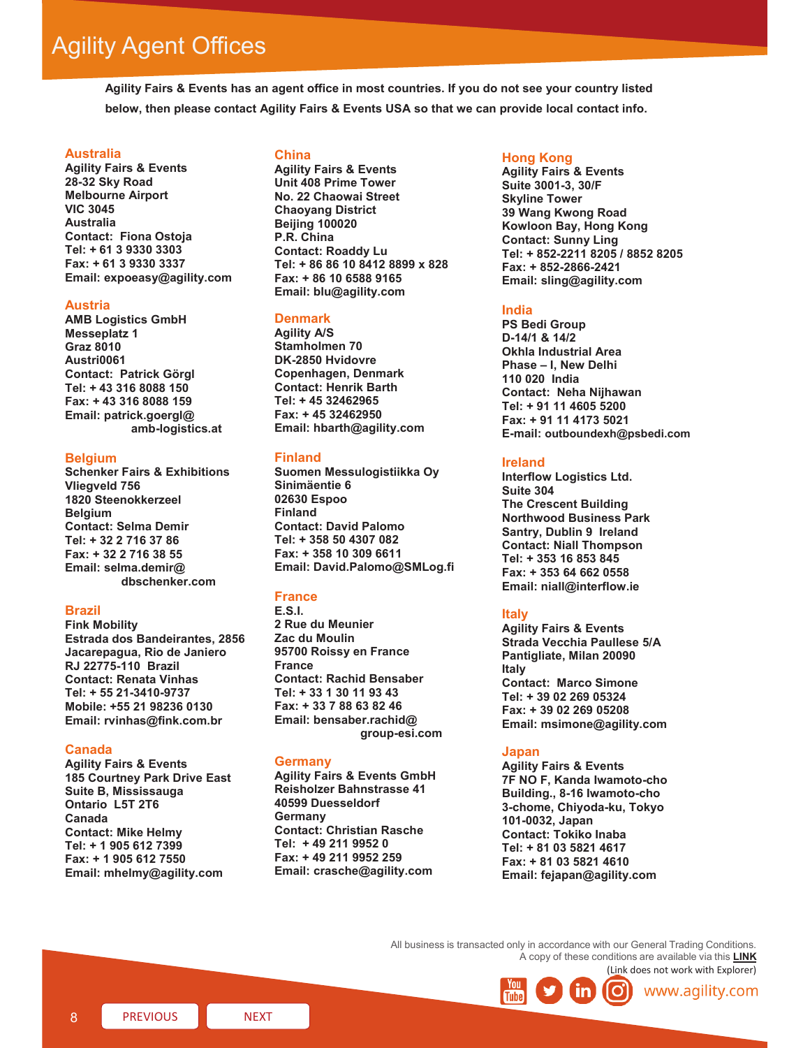# Agility Agent Offices

**Agility Fairs & Events has an agent office in most countries. If you do not see your country listed below, then please contact Agility Fairs & Events USA so that we can provide local contact info.**

## Australia

Agility Fairs & Events
28-32 Sky Road
Melbourne Airport
VIC 3045
Australia
Contact: Fiona Ostoja
Tel: + 61 3 9330 3303
Fax: + 61 3 9330 3337
Email: expoeasy@agility.com

## Austria

AMB Logistics GmbH
Messeplatz 1
Graz 8010
Austri0061
Contact: Patrick Görgl
Tel: + 43 316 8088 150
Fax: + 43 316 8088 159
Email: patrick.goergl@amb-logistics.at

## Belgium

Schenker Fairs & Exhibitions
Vliegveld 756
1820 Steenokkerzeel
Belgium
Contact: Selma Demir
Tel: + 32 2 716 37 86
Fax: + 32 2 716 38 55
Email: selma.demir@dbschenker.com

## Brazil

Fink Mobility
Estrada dos Bandeirantes, 2856
Jacarepagua, Rio de Janiero
RJ 22775-110 Brazil
Contact: Renata Vinhas
Tel: + 55 21-3410-9737
Mobile: +55 21 98236 0130
Email: rvinhas@fink.com.br

## Canada

Agility Fairs & Events
185 Courtney Park Drive East
Suite B, Mississauga
Ontario L5T 2T6
Canada
Contact: Mike Helmy
Tel: + 1 905 612 7399
Fax: + 1 905 612 7550
Email: mhelmy@agility.com

## China

Agility Fairs & Events
Unit 408 Prime Tower
No. 22 Chaowai Street
Chaoyang District
Beijing 100020
P.R. China
Contact: Roaddy Lu
Tel: + 86 86 10 8412 8899 x 828
Fax: + 86 10 6588 9165
Email: blu@agility.com

## Denmark

Agility A/S
Stamholmen 70
DK-2850 Hvidovre
Copenhagen, Denmark
Contact: Henrik Barth
Tel: + 45 32462965
Fax: + 45 32462950
Email: hbarth@agility.com

## Finland

Suomen Messulogistiikka Oy
Sinimäentie 6
02630 Espoo
Finland
Contact: David Palomo
Tel: + 358 50 4307 082
Fax: + 358 10 309 6611
Email: David.Palomo@SMLog.fi

## France

E.S.I.
2 Rue du Meunier
Zac du Moulin
95700 Roissy en France
France
Contact: Rachid Bensaber
Tel: + 33 1 30 11 93 43
Fax: + 33 7 88 63 82 46
Email: bensaber.rachid@group-esi.com

## Germany

Agility Fairs & Events GmbH
Reisholzer Bahnstrasse 41
40599 Duesseldorf
Germany
Contact: Christian Rasche
Tel: + 49 211 9952 0
Fax: + 49 211 9952 259
Email: crasche@agility.com

## Hong Kong

Agility Fairs & Events
Suite 3001-3, 30/F
Skyline Tower
39 Wang Kwong Road
Kowloon Bay, Hong Kong
Contact: Sunny Ling
Tel: + 852-2211 8205 / 8852 8205
Fax: + 852-2866-2421
Email: sling@agility.com

## India

PS Bedi Group
D-14/1 & 14/2
Okhla Industrial Area
Phase – I, New Delhi
110 020 India
Contact: Neha Nijhawan
Tel: + 91 11 4605 5200
Fax: + 91 11 4173 5021
E-mail: outboundexh@psbedi.com

## Ireland

Interflow Logistics Ltd.
Suite 304
The Crescent Building
Northwood Business Park
Santry, Dublin 9 Ireland
Contact: Niall Thompson
Tel: + 353 16 853 845
Fax: + 353 64 662 0558
Email: niall@interflow.ie

## Italy

Agility Fairs & Events
Strada Vecchia Paullese 5/A
Pantigliate, Milan 20090
Italy
Contact: Marco Simone
Tel: + 39 02 269 05324
Fax: + 39 02 269 05208
Email: msimone@agility.com

## Japan

Agility Fairs & Events
7F NO F, Kanda Iwamoto-cho
Building., 8-16 Iwamoto-cho
3-chome, Chiyoda-ku, Tokyo
101-0032, Japan
Contact: Tokiko Inaba
Tel: + 81 03 5821 4617
Fax: + 81 03 5821 4610
Email: fejapan@agility.com

All business is transacted only in accordance with our General Trading Conditions.
A copy of these conditions are available via this **LINK**
(Link does not work with Explorer)

www.agility.com

PREVIOUS | NEXT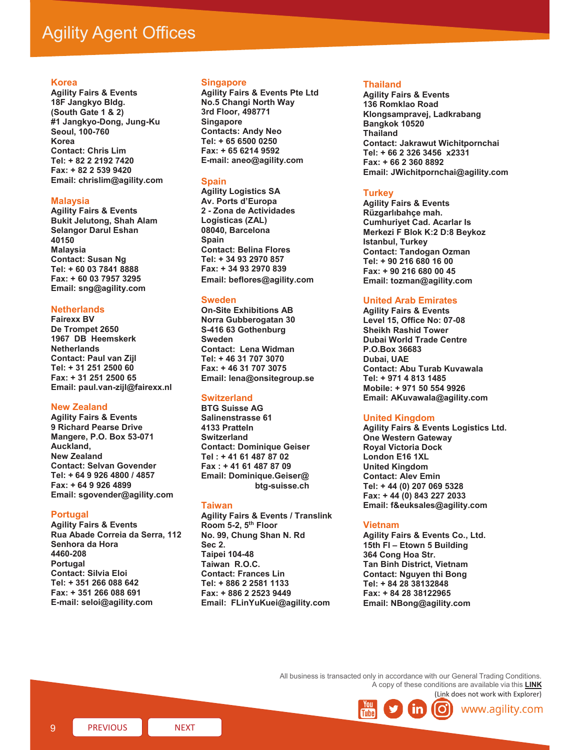# Agility Agent Offices

## Korea

**Agility Fairs & Events**
**18F Jangkyo Bldg.**
**(South Gate 1 & 2)**
**#1 Jangkyo-Dong, Jung-Ku**
**Seoul, 100-760**
**Korea**
**Contact: Chris Lim**
**Tel: + 82 2 2192 7420**
**Fax: + 82 2 539 9420**
**Email: chrislim@agility.com**

## Malaysia

**Agility Fairs & Events**
**Bukit Jelutong, Shah Alam**
**Selangor Darul Eshan**
**40150**
**Malaysia**
**Contact: Susan Ng**
**Tel: + 60 03 7841 8888**
**Fax: + 60 03 7957 3295**
**Email: sng@agility.com**

## Netherlands

**Fairexx BV**
**De Trompet 2650**
**1967 DB Heemskerk**
**Netherlands**
**Contact: Paul van Zijl**
**Tel: + 31 251 2500 60**
**Fax: + 31 251 2500 65**
**Email: paul.van-zijl@fairexx.nl**

## New Zealand

**Agility Fairs & Events**
**9 Richard Pearse Drive**
**Mangere, P.O. Box 53-071**
**Auckland,**
**New Zealand**
**Contact: Selvan Govender**
**Tel: + 64 9 926 4800 / 4857**
**Fax: + 64 9 926 4899**
**Email: sgovender@agility.com**

## Portugal

**Agility Fairs & Events**
**Rua Abade Correia da Serra, 112**
**Senhora da Hora**
**4460-208**
**Portugal**
**Contact: Silvia Eloi**
**Tel: + 351 266 088 642**
**Fax: + 351 266 088 691**
**E-mail: seloi@agility.com**

## Singapore

**Agility Fairs & Events Pte Ltd**
**No.5 Changi North Way**
**3rd Floor, 498771**
**Singapore**
**Contacts: Andy Neo**
**Tel: + 65 6500 0250**
**Fax: + 65 6214 9592**
**E-mail: aneo@agility.com**

## Spain

**Agility Logistics SA**
**Av. Ports d'Europa**
**2 - Zona de Actividades**
**Logísticas (ZAL)**
**08040, Barcelona**
**Spain**
**Contact: Belina Flores**
**Tel: + 34 93 2970 857**
**Fax: + 34 93 2970 839**
**Email: beflores@agility.com**

## Sweden

**On-Site Exhibitions AB**
**Norra Gubberogatan 30**
**S-416 63 Gothenburg**
**Sweden**
**Contact: Lena Widman**
**Tel: + 46 31 707 3070**
**Fax: + 46 31 707 3075**
**Email: lena@onsitegroup.se**

## Switzerland

**BTG Suisse AG**
**Salinenstrasse 61**
**4133 Pratteln**
**Switzerland**
**Contact: Dominique Geiser**
**Tel : + 41 61 487 87 02**
**Fax : + 41 61 487 87 09**
**Email: Dominique.Geiser@btg-suisse.ch**

## Taiwan

**Agility Fairs & Events / Translink**
**Room 5-2, 5th Floor**
**No. 99, Chung Shan N. Rd**
**Sec 2.**
**Taipei 104-48**
**Taiwan R.O.C.**
**Contact: Frances Lin**
**Tel: + 886 2 2581 1133**
**Fax: + 886 2 2523 9449**
**Email: FLinYuKuei@agility.com**

## Thailand

**Agility Fairs & Events**
**136 Romklao Road**
**Klongsampravej, Ladkrabang**
**Bangkok 10520**
**Thailand**
**Contact: Jakrawut Wichitpornchai**
**Tel: + 66 2 326 3456 x2331**
**Fax: + 66 2 360 8892**
**Email: JWichitpornchai@agility.com**

## Turkey

**Agility Fairs & Events**
**Rüzgarlıbahçe mah.**
**Cumhuriyet Cad. Acarlar Is**
**Merkezi F Blok K:2 D:8 Beykoz**
**Istanbul, Turkey**
**Contact: Tandogan Ozman**
**Tel: + 90 216 680 16 00**
**Fax: + 90 216 680 00 45**
**Email: tozman@agility.com**

## United Arab Emirates

**Agility Fairs & Events**
**Level 15, Office No: 07-08**
**Sheikh Rashid Tower**
**Dubai World Trade Centre**
**P.O.Box 36683**
**Dubai, UAE**
**Contact: Abu Turab Kuvawala**
**Tel: + 971 4 813 1485**
**Mobile: + 971 50 554 9926**
**Email: AKuvawala@agility.com**

## United Kingdom

**Agility Fairs & Events Logistics Ltd.**
**One Western Gateway**
**Royal Victoria Dock**
**London E16 1XL**
**United Kingdom**
**Contact: Alev Emin**
**Tel: + 44 (0) 207 069 5328**
**Fax: + 44 (0) 843 227 2033**
**Email: f&euksales@agility.com**

## Vietnam

**Agility Fairs & Events Co., Ltd.**
**15th Fl – Etown 5 Building**
**364 Cong Hoa Str.**
**Tan Binh District, Vietnam**
**Contact: Nguyen thi Bong**
**Tel: + 84 28 38132848**
**Fax: + 84 28 38122965**
**Email: NBong@agility.com**

All business is transacted only in accordance with our General Trading Conditions.
A copy of these conditions are available via this **LINK**
(Link does not work with Explorer)

www.agility.com

PREVIOUS NEXT